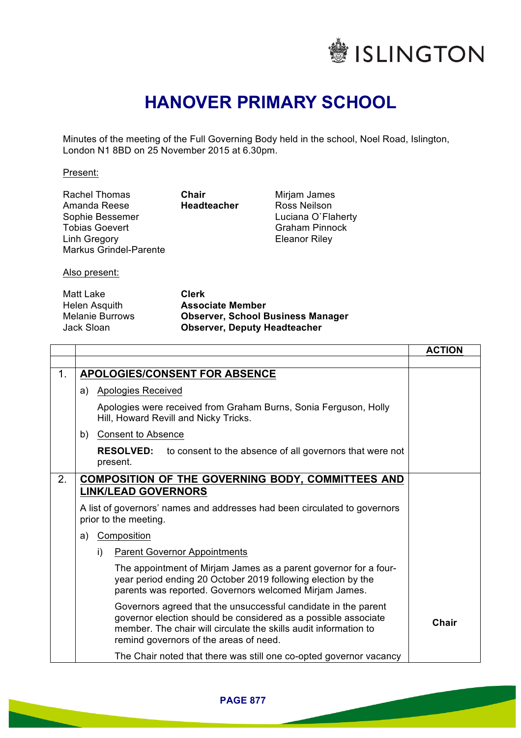ISLINGTON

# HANOVER PRIMARY SCHOOL

Minutes of the meeting of the Full Governing Body held in the school, Noel Road, Islington, London N1 8BD on 25 November 2015 at 6.30pm.

Present:

| | | |
|---|---|---|
| Rachel Thomas | **Chair** | Mirjam James |
| Amanda Reese | **Headteacher** | Ross Neilson |
| Sophie Bessemer | | Luciana O`Flaherty |
| Tobias Goevert | | Graham Pinnock |
| Linh Gregory | | Eleanor Riley |
| Markus Grindel-Parente | | |

Also present:

| | |
|---|---|
| Matt Lake | **Clerk** |
| Helen Asquith | **Associate Member** |
| Melanie Burrows | **Observer, School Business Manager** |
| Jack Sloan | **Observer, Deputy Headteacher** |

| | | **ACTION** |
|---|---|---|
| | | |
| 1. | **APOLOGIES/CONSENT FOR ABSENCE** | |
| | a) Apologies Received | |
| | Apologies were received from Graham Burns, Sonia Ferguson, Holly Hill, Howard Revill and Nicky Tricks. | |
| | b) Consent to Absence | |
| | **RESOLVED:** to consent to the absence of all governors that were not present. | |
| 2. | **COMPOSITION OF THE GOVERNING BODY, COMMITTEES AND LINK/LEAD GOVERNORS** | |
| | A list of governors' names and addresses had been circulated to governors prior to the meeting. | |
| | a) Composition | |
| | i) Parent Governor Appointments | |
| | The appointment of Mirjam James as a parent governor for a four-year period ending 20 October 2019 following election by the parents was reported. Governors welcomed Mirjam James. | |
| | Governors agreed that the unsuccessful candidate in the parent governor election should be considered as a possible associate member. The chair will circulate the skills audit information to remind governors of the areas of need. | **Chair** |
| | The Chair noted that there was still one co-opted governor vacancy | |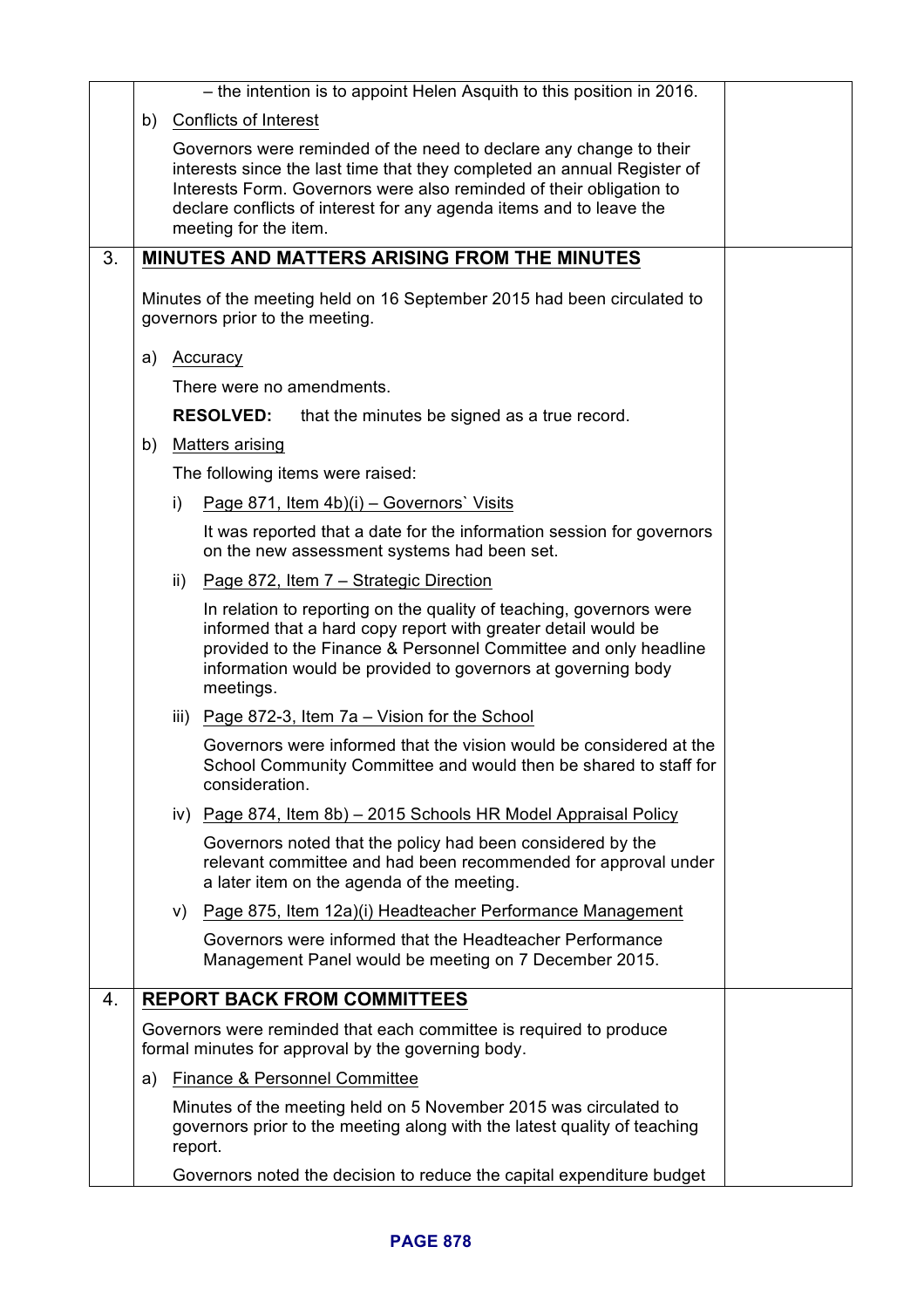– the intention is to appoint Helen Asquith to this position in 2016.

b) Conflicts of Interest

Governors were reminded of the need to declare any change to their interests since the last time that they completed an annual Register of Interests Form. Governors were also reminded of their obligation to declare conflicts of interest for any agenda items and to leave the meeting for the item.

## 3. MINUTES AND MATTERS ARISING FROM THE MINUTES

Minutes of the meeting held on 16 September 2015 had been circulated to governors prior to the meeting.

a) Accuracy

There were no amendments.

**RESOLVED:** that the minutes be signed as a true record.

b) Matters arising

The following items were raised:

i) Page 871, Item 4b)(i) – Governors` Visits

It was reported that a date for the information session for governors on the new assessment systems had been set.

ii) Page 872, Item 7 – Strategic Direction

In relation to reporting on the quality of teaching, governors were informed that a hard copy report with greater detail would be provided to the Finance & Personnel Committee and only headline information would be provided to governors at governing body meetings.

iii) Page 872-3, Item 7a – Vision for the School

Governors were informed that the vision would be considered at the School Community Committee and would then be shared to staff for consideration.

iv) Page 874, Item 8b) – 2015 Schools HR Model Appraisal Policy

Governors noted that the policy had been considered by the relevant committee and had been recommended for approval under a later item on the agenda of the meeting.

v) Page 875, Item 12a)(i) Headteacher Performance Management

Governors were informed that the Headteacher Performance Management Panel would be meeting on 7 December 2015.

## 4. REPORT BACK FROM COMMITTEES

Governors were reminded that each committee is required to produce formal minutes for approval by the governing body.

a) Finance & Personnel Committee

Minutes of the meeting held on 5 November 2015 was circulated to governors prior to the meeting along with the latest quality of teaching report.

Governors noted the decision to reduce the capital expenditure budget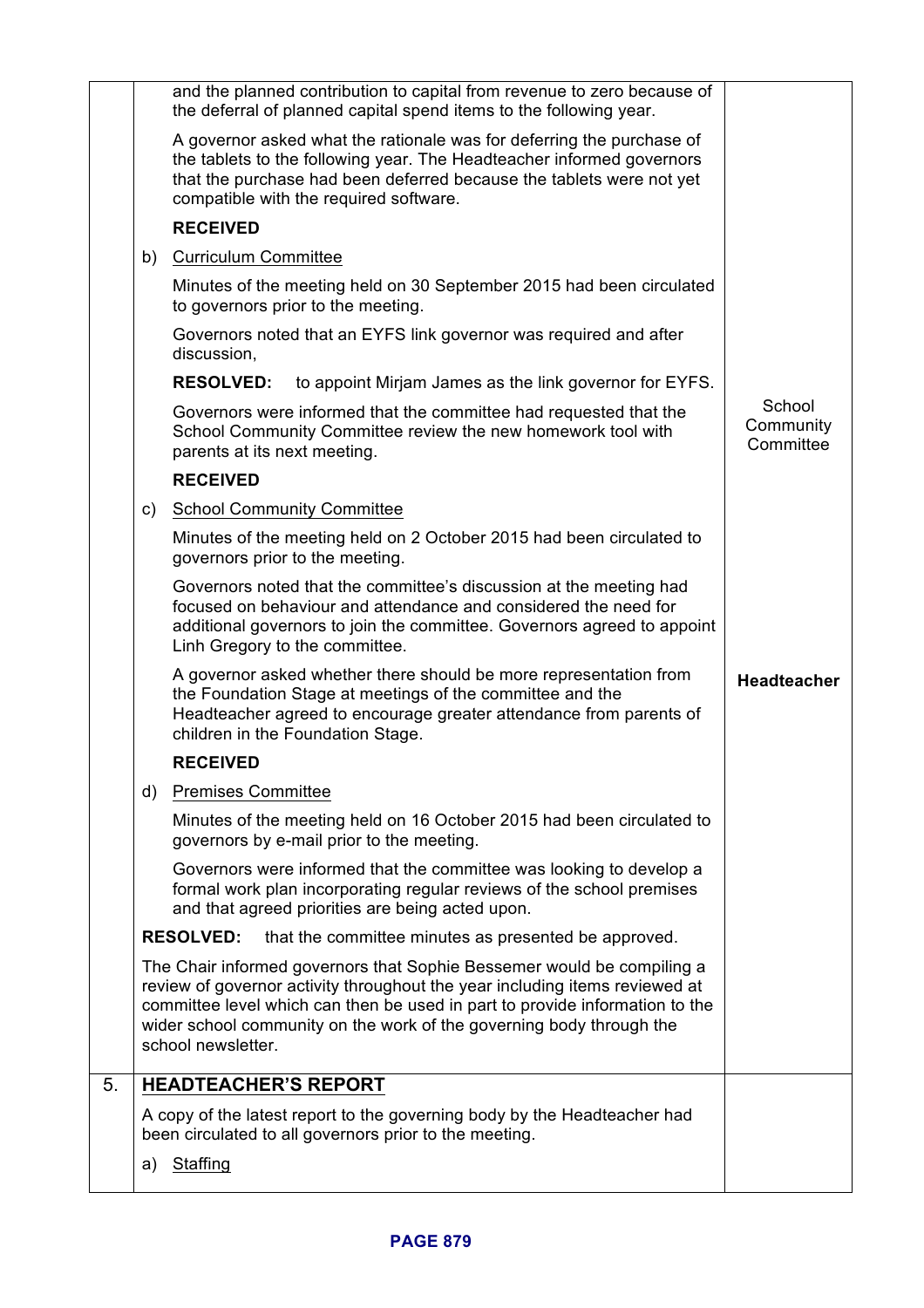| | | | |
|---|---|---|---|
| | | and the planned contribution to capital from revenue to zero because of the deferral of planned capital spend items to the following year.<br><br>A governor asked what the rationale was for deferring the purchase of the tablets to the following year. The Headteacher informed governors that the purchase had been deferred because the tablets were not yet compatible with the required software.<br><br>**RECEIVED** | |
| | b) | <u>Curriculum Committee</u><br><br>Minutes of the meeting held on 30 September 2015 had been circulated to governors prior to the meeting.<br><br>Governors noted that an EYFS link governor was required and after discussion,<br><br>**RESOLVED:** to appoint Mirjam James as the link governor for EYFS.<br><br>Governors were informed that the committee had requested that the School Community Committee review the new homework tool with parents at its next meeting.<br><br>**RECEIVED** | School Community Committee |
| | c) | <u>School Community Committee</u><br><br>Minutes of the meeting held on 2 October 2015 had been circulated to governors prior to the meeting.<br><br>Governors noted that the committee's discussion at the meeting had focused on behaviour and attendance and considered the need for additional governors to join the committee. Governors agreed to appoint Linh Gregory to the committee.<br><br>A governor asked whether there should be more representation from the Foundation Stage at meetings of the committee and the Headteacher agreed to encourage greater attendance from parents of children in the Foundation Stage.<br><br>**RECEIVED** | **Headteacher** |
| | d) | <u>Premises Committee</u><br><br>Minutes of the meeting held on 16 October 2015 had been circulated to governors by e-mail prior to the meeting.<br><br>Governors were informed that the committee was looking to develop a formal work plan incorporating regular reviews of the school premises and that agreed priorities are being acted upon. | |
| | | **RESOLVED:** that the committee minutes as presented be approved.<br><br>The Chair informed governors that Sophie Bessemer would be compiling a review of governor activity throughout the year including items reviewed at committee level which can then be used in part to provide information to the wider school community on the work of the governing body through the school newsletter. | |
| 5. | | **<u>HEADTEACHER'S REPORT</u>**<br><br>A copy of the latest report to the governing body by the Headteacher had been circulated to all governors prior to the meeting. | |
| | a) | <u>Staffing</u> | |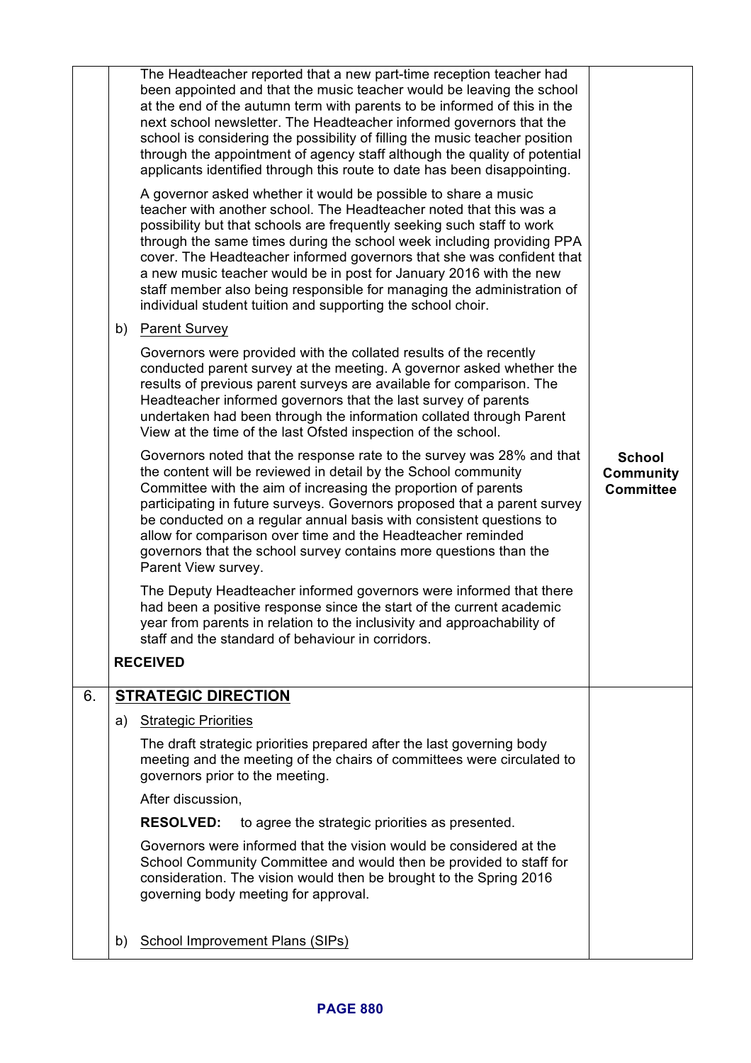| | | | |
|---|---|---|---|
| | | The Headteacher reported that a new part-time reception teacher had been appointed and that the music teacher would be leaving the school at the end of the autumn term with parents to be informed of this in the next school newsletter. The Headteacher informed governors that the school is considering the possibility of filling the music teacher position through the appointment of agency staff although the quality of potential applicants identified through this route to date has been disappointing.<br><br>A governor asked whether it would be possible to share a music teacher with another school. The Headteacher noted that this was a possibility but that schools are frequently seeking such staff to work through the same times during the school week including providing PPA cover. The Headteacher informed governors that she was confident that a new music teacher would be in post for January 2016 with the new staff member also being responsible for managing the administration of individual student tuition and supporting the school choir. | |
| | b) | <u>Parent Survey</u><br><br>Governors were provided with the collated results of the recently conducted parent survey at the meeting. A governor asked whether the results of previous parent surveys are available for comparison. The Headteacher informed governors that the last survey of parents undertaken had been through the information collated through Parent View at the time of the last Ofsted inspection of the school.<br><br>Governors noted that the response rate to the survey was 28% and that the content will be reviewed in detail by the School community Committee with the aim of increasing the proportion of parents participating in future surveys. Governors proposed that a parent survey be conducted on a regular annual basis with consistent questions to allow for comparison over time and the Headteacher reminded governors that the school survey contains more questions than the Parent View survey.<br><br>The Deputy Headteacher informed governors were informed that there had been a positive response since the start of the current academic year from parents in relation to the inclusivity and approachability of staff and the standard of behaviour in corridors.<br><br>**RECEIVED** | **School Community Committee** |
| 6. | | **<u>STRATEGIC DIRECTION</u>** | |
| | a) | <u>Strategic Priorities</u><br><br>The draft strategic priorities prepared after the last governing body meeting and the meeting of the chairs of committees were circulated to governors prior to the meeting.<br><br>After discussion,<br><br>**RESOLVED:** to agree the strategic priorities as presented.<br><br>Governors were informed that the vision would be considered at the School Community Committee and would then be provided to staff for consideration. The vision would then be brought to the Spring 2016 governing body meeting for approval. | |
| | b) | <u>School Improvement Plans (SIPs)</u> | |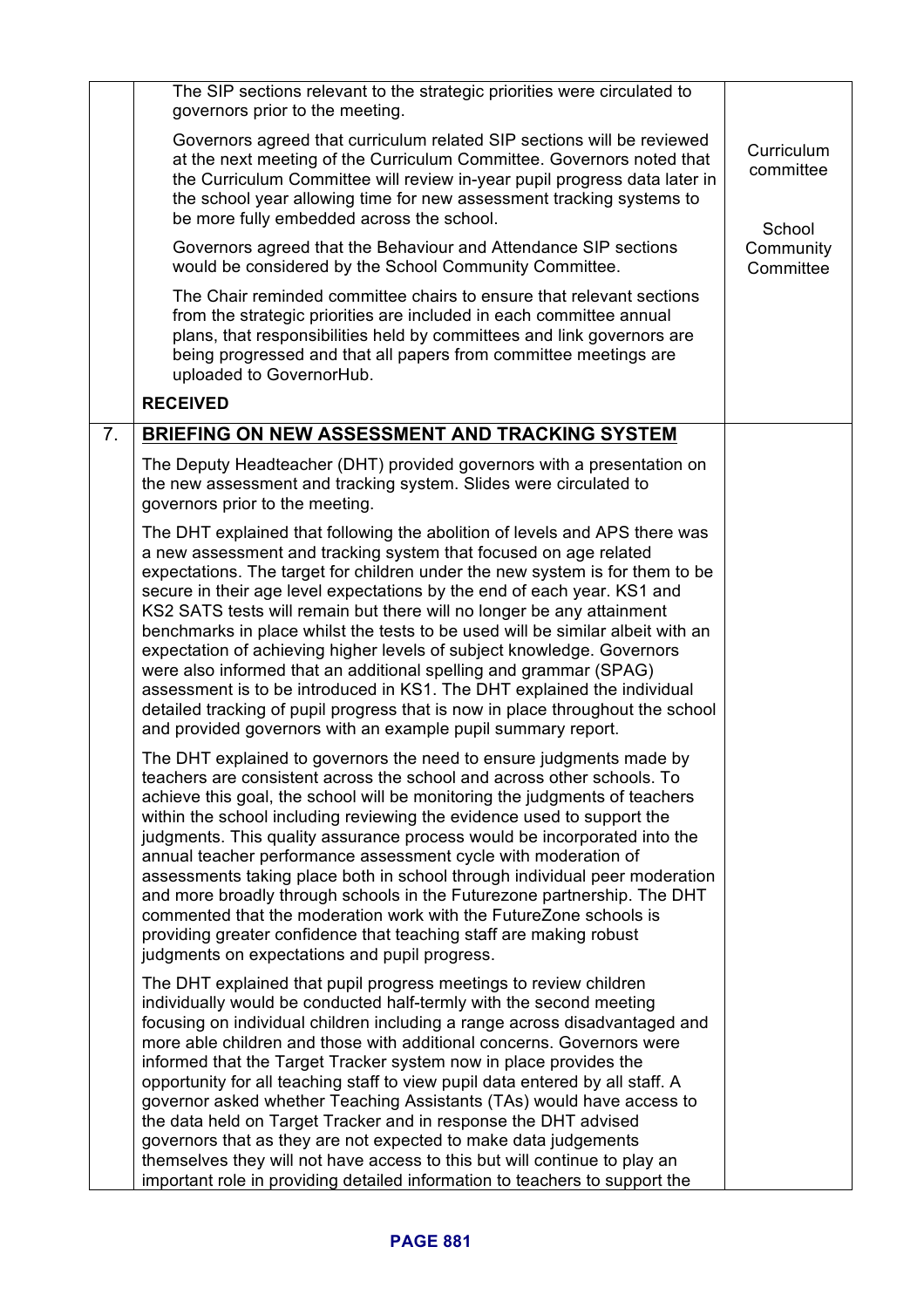| | | |
|---|---|---|
| | The SIP sections relevant to the strategic priorities were circulated to governors prior to the meeting.<br><br>Governors agreed that curriculum related SIP sections will be reviewed at the next meeting of the Curriculum Committee. Governors noted that the Curriculum Committee will review in-year pupil progress data later in the school year allowing time for new assessment tracking systems to be more fully embedded across the school.<br><br>Governors agreed that the Behaviour and Attendance SIP sections would be considered by the School Community Committee.<br><br>The Chair reminded committee chairs to ensure that relevant sections from the strategic priorities are included in each committee annual plans, that responsibilities held by committees and link governors are being progressed and that all papers from committee meetings are uploaded to GovernorHub.<br><br>**RECEIVED** | Curriculum committee<br><br>School Community Committee |
| 7. | **BRIEFING ON NEW ASSESSMENT AND TRACKING SYSTEM**<br><br>The Deputy Headteacher (DHT) provided governors with a presentation on the new assessment and tracking system. Slides were circulated to governors prior to the meeting.<br><br>The DHT explained that following the abolition of levels and APS there was a new assessment and tracking system that focused on age related expectations. The target for children under the new system is for them to be secure in their age level expectations by the end of each year. KS1 and KS2 SATS tests will remain but there will no longer be any attainment benchmarks in place whilst the tests to be used will be similar albeit with an expectation of achieving higher levels of subject knowledge. Governors were also informed that an additional spelling and grammar (SPAG) assessment is to be introduced in KS1. The DHT explained the individual detailed tracking of pupil progress that is now in place throughout the school and provided governors with an example pupil summary report.<br><br>The DHT explained to governors the need to ensure judgments made by teachers are consistent across the school and across other schools. To achieve this goal, the school will be monitoring the judgments of teachers within the school including reviewing the evidence used to support the judgments. This quality assurance process would be incorporated into the annual teacher performance assessment cycle with moderation of assessments taking place both in school through individual peer moderation and more broadly through schools in the Futurezone partnership. The DHT commented that the moderation work with the FutureZone schools is providing greater confidence that teaching staff are making robust judgments on expectations and pupil progress.<br><br>The DHT explained that pupil progress meetings to review children individually would be conducted half-termly with the second meeting focusing on individual children including a range across disadvantaged and more able children and those with additional concerns. Governors were informed that the Target Tracker system now in place provides the opportunity for all teaching staff to view pupil data entered by all staff. A governor asked whether Teaching Assistants (TAs) would have access to the data held on Target Tracker and in response the DHT advised governors that as they are not expected to make data judgements themselves they will not have access to this but will continue to play an important role in providing detailed information to teachers to support the | |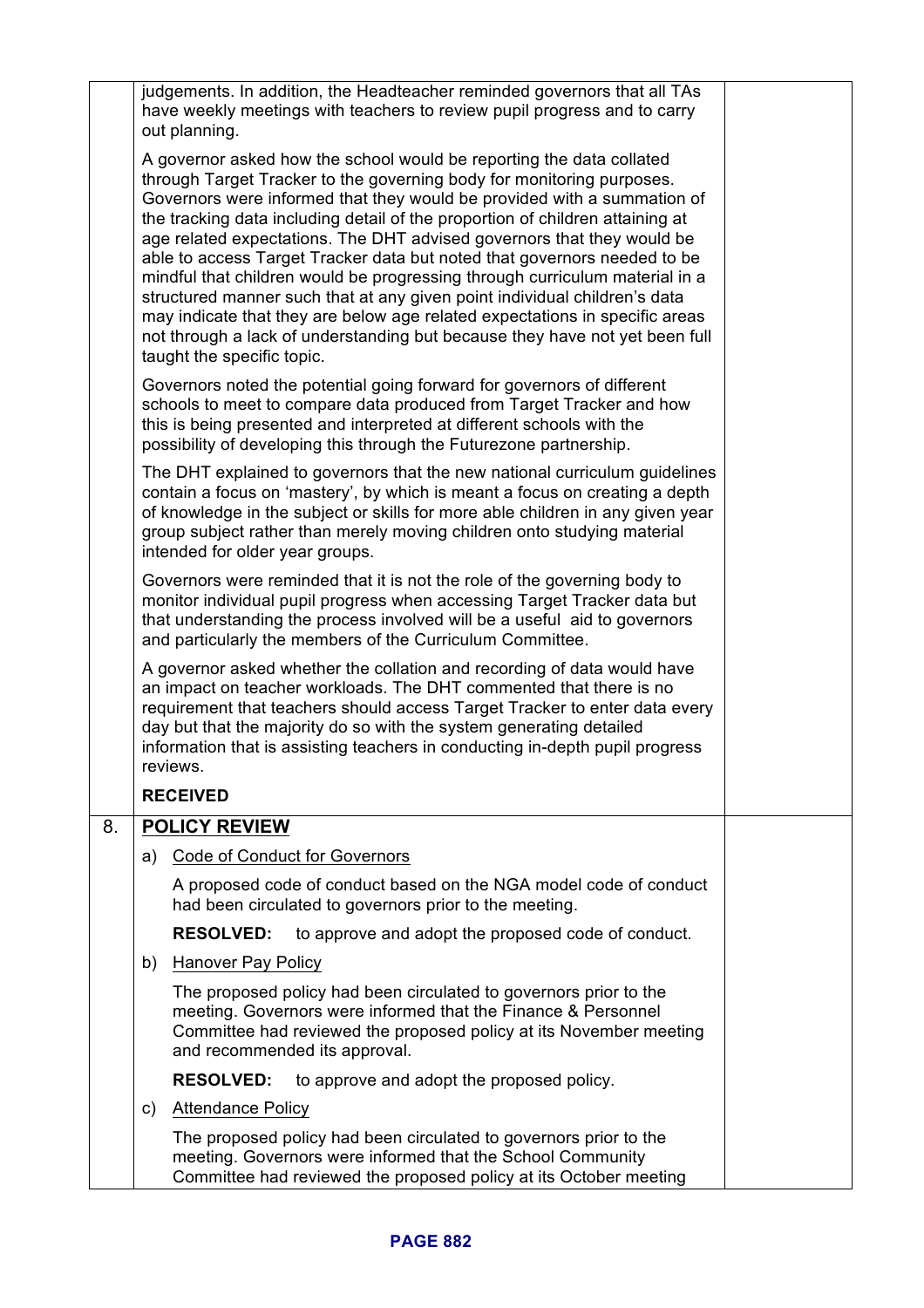judgements. In addition, the Headteacher reminded governors that all TAs have weekly meetings with teachers to review pupil progress and to carry out planning.

A governor asked how the school would be reporting the data collated through Target Tracker to the governing body for monitoring purposes. Governors were informed that they would be provided with a summation of the tracking data including detail of the proportion of children attaining at age related expectations. The DHT advised governors that they would be able to access Target Tracker data but noted that governors needed to be mindful that children would be progressing through curriculum material in a structured manner such that at any given point individual children's data may indicate that they are below age related expectations in specific areas not through a lack of understanding but because they have not yet been full taught the specific topic.

Governors noted the potential going forward for governors of different schools to meet to compare data produced from Target Tracker and how this is being presented and interpreted at different schools with the possibility of developing this through the Futurezone partnership.

The DHT explained to governors that the new national curriculum guidelines contain a focus on 'mastery', by which is meant a focus on creating a depth of knowledge in the subject or skills for more able children in any given year group subject rather than merely moving children onto studying material intended for older year groups.

Governors were reminded that it is not the role of the governing body to monitor individual pupil progress when accessing Target Tracker data but that understanding the process involved will be a useful aid to governors and particularly the members of the Curriculum Committee.

A governor asked whether the collation and recording of data would have an impact on teacher workloads. The DHT commented that there is no requirement that teachers should access Target Tracker to enter data every day but that the majority do so with the system generating detailed information that is assisting teachers in conducting in-depth pupil progress reviews.

**RECEIVED**

## 8. POLICY REVIEW

a) Code of Conduct for Governors

A proposed code of conduct based on the NGA model code of conduct had been circulated to governors prior to the meeting.

**RESOLVED:** to approve and adopt the proposed code of conduct.

b) Hanover Pay Policy

The proposed policy had been circulated to governors prior to the meeting. Governors were informed that the Finance & Personnel Committee had reviewed the proposed policy at its November meeting and recommended its approval.

**RESOLVED:** to approve and adopt the proposed policy.

c) Attendance Policy

The proposed policy had been circulated to governors prior to the meeting. Governors were informed that the School Community Committee had reviewed the proposed policy at its October meeting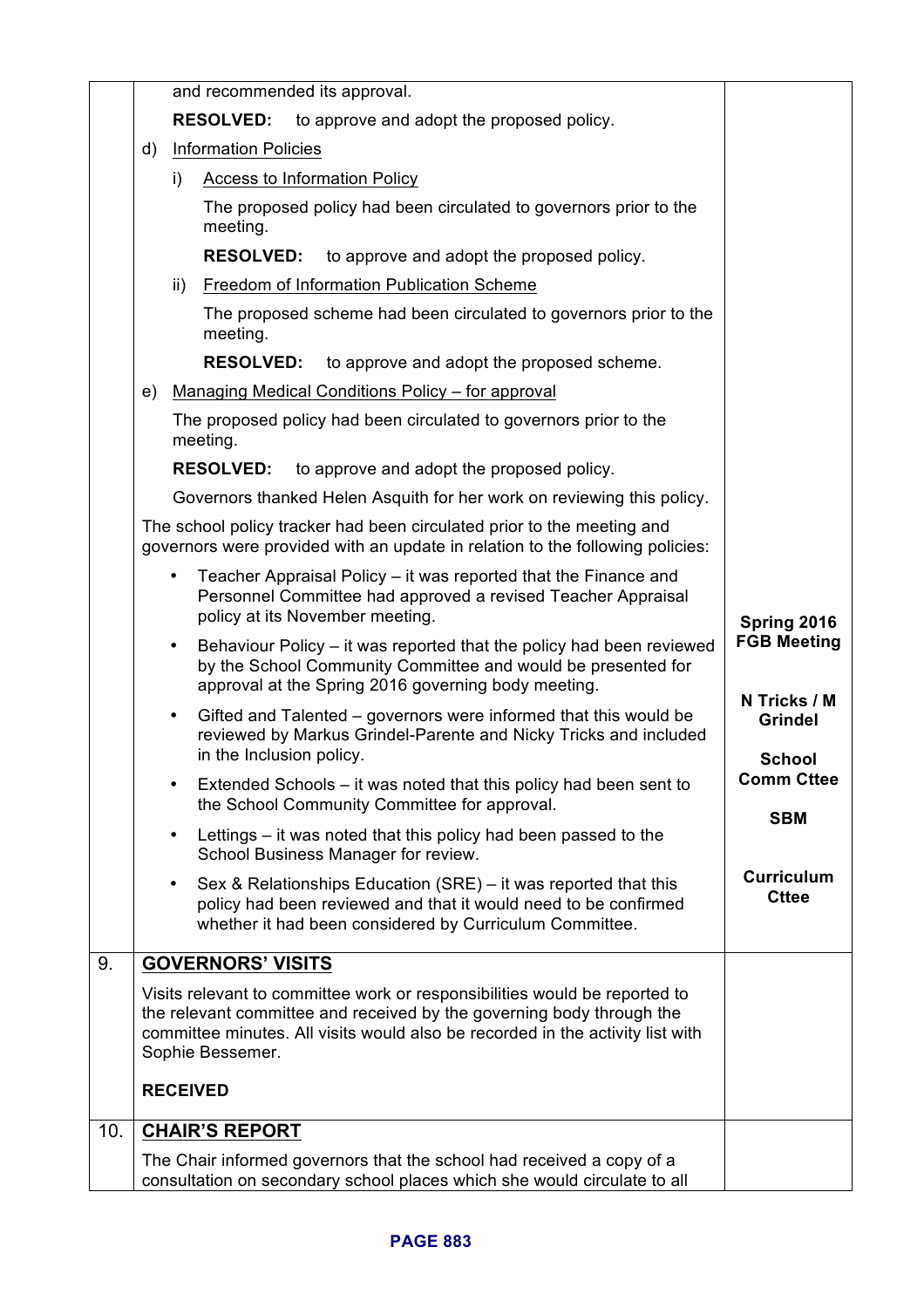| | | |
|---|---|---|
| | and recommended its approval.<br><br>**RESOLVED:** to approve and adopt the proposed policy.<br><br>d) Information Policies<br><br>i) Access to Information Policy<br><br>The proposed policy had been circulated to governors prior to the meeting.<br><br>**RESOLVED:** to approve and adopt the proposed policy.<br><br>ii) Freedom of Information Publication Scheme<br><br>The proposed scheme had been circulated to governors prior to the meeting.<br><br>**RESOLVED:** to approve and adopt the proposed scheme.<br><br>e) Managing Medical Conditions Policy – for approval<br><br>The proposed policy had been circulated to governors prior to the meeting.<br><br>**RESOLVED:** to approve and adopt the proposed policy.<br><br>Governors thanked Helen Asquith for her work on reviewing this policy.<br><br>The school policy tracker had been circulated prior to the meeting and governors were provided with an update in relation to the following policies:<br><br>• Teacher Appraisal Policy – it was reported that the Finance and Personnel Committee had approved a revised Teacher Appraisal policy at its November meeting.<br>• Behaviour Policy – it was reported that the policy had been reviewed by the School Community Committee and would be presented for approval at the Spring 2016 governing body meeting.<br>• Gifted and Talented – governors were informed that this would be reviewed by Markus Grindel-Parente and Nicky Tricks and included in the Inclusion policy.<br>• Extended Schools – it was noted that this policy had been sent to the School Community Committee for approval.<br>• Lettings – it was noted that this policy had been passed to the School Business Manager for review.<br>• Sex & Relationships Education (SRE) – it was reported that this policy had been reviewed and that it would need to be confirmed whether it had been considered by Curriculum Committee. | **Spring 2016 FGB Meeting**<br><br>**N Tricks / M Grindel**<br><br>**School Comm Cttee**<br><br>**SBM**<br><br>**Curriculum Cttee** |
| 9. | **GOVERNORS' VISITS**<br><br>Visits relevant to committee work or responsibilities would be reported to the relevant committee and received by the governing body through the committee minutes. All visits would also be recorded in the activity list with Sophie Bessemer.<br><br>**RECEIVED** | |
| 10. | **CHAIR'S REPORT**<br><br>The Chair informed governors that the school had received a copy of a consultation on secondary school places which she would circulate to all | |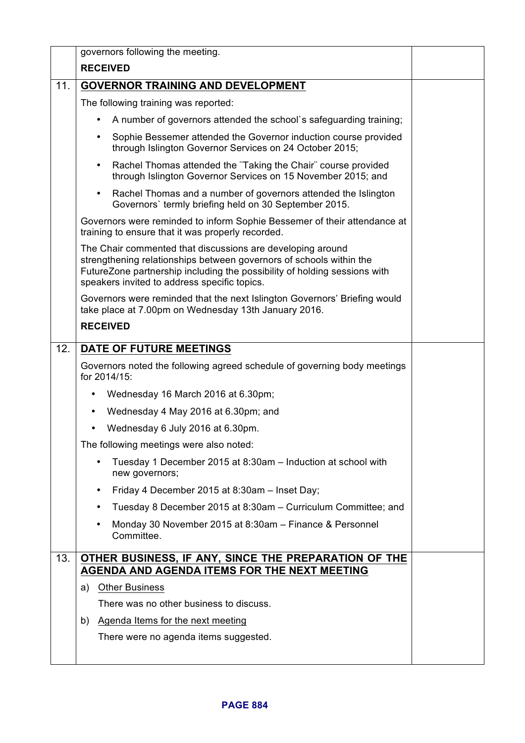| | | |
|---|---|---|
| | governors following the meeting.<br><br>**RECEIVED** | |
| 11. | **GOVERNOR TRAINING AND DEVELOPMENT**<br><br>The following training was reported:<br><br>• A number of governors attended the school`s safeguarding training;<br>• Sophie Bessemer attended the Governor induction course provided through Islington Governor Services on 24 October 2015;<br>• Rachel Thomas attended the ¨Taking the Chair¨ course provided through Islington Governor Services on 15 November 2015; and<br>• Rachel Thomas and a number of governors attended the Islington Governors` termly briefing held on 30 September 2015.<br><br>Governors were reminded to inform Sophie Bessemer of their attendance at training to ensure that it was properly recorded.<br><br>The Chair commented that discussions are developing around strengthening relationships between governors of schools within the FutureZone partnership including the possibility of holding sessions with speakers invited to address specific topics.<br><br>Governors were reminded that the next Islington Governors' Briefing would take place at 7.00pm on Wednesday 13th January 2016.<br><br>**RECEIVED** | |
| 12. | **DATE OF FUTURE MEETINGS**<br><br>Governors noted the following agreed schedule of governing body meetings for 2014/15:<br><br>• Wednesday 16 March 2016 at 6.30pm;<br>• Wednesday 4 May 2016 at 6.30pm; and<br>• Wednesday 6 July 2016 at 6.30pm.<br><br>The following meetings were also noted:<br><br>• Tuesday 1 December 2015 at 8:30am – Induction at school with new governors;<br>• Friday 4 December 2015 at 8:30am – Inset Day;<br>• Tuesday 8 December 2015 at 8:30am – Curriculum Committee; and<br>• Monday 30 November 2015 at 8:30am – Finance & Personnel Committee. | |
| 13. | **OTHER BUSINESS, IF ANY, SINCE THE PREPARATION OF THE AGENDA AND AGENDA ITEMS FOR THE NEXT MEETING**<br><br>a) Other Business<br><br>There was no other business to discuss.<br><br>b) Agenda Items for the next meeting<br><br>There were no agenda items suggested. | |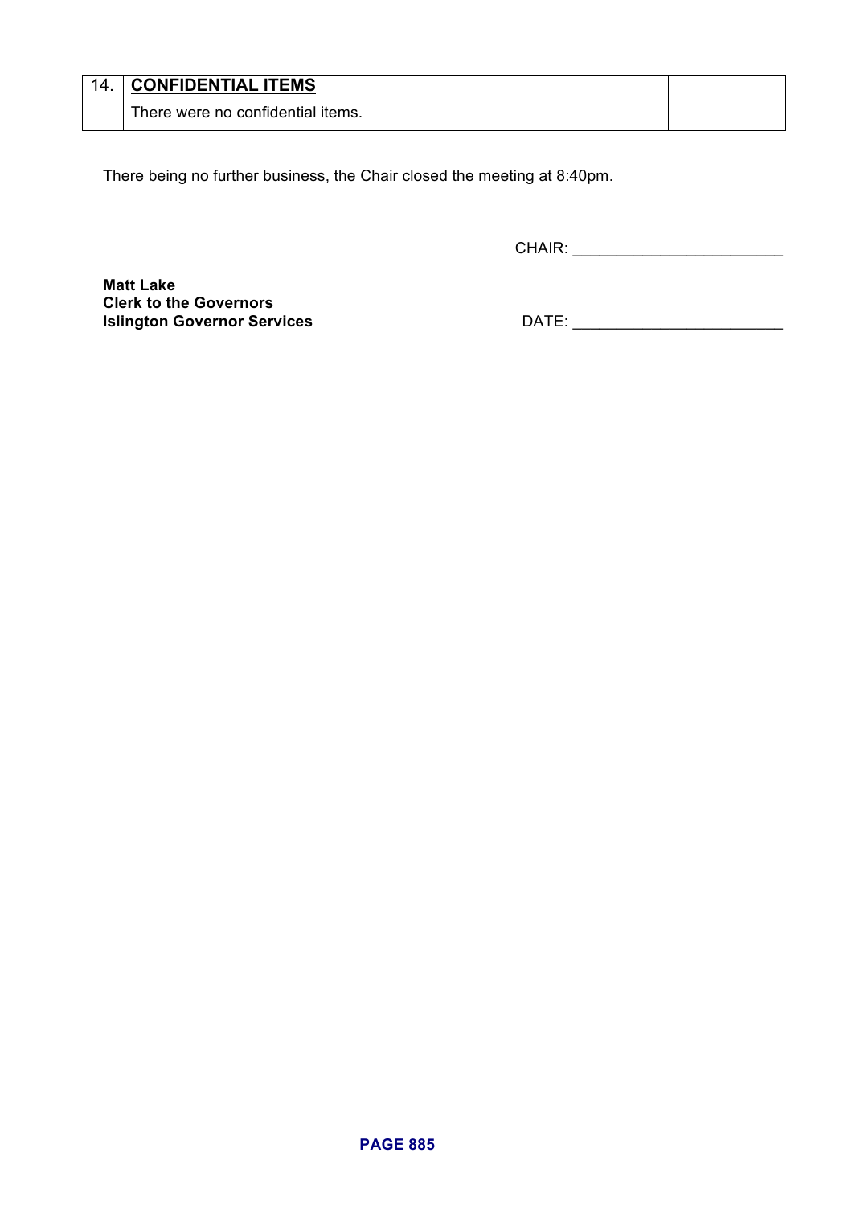| | | |
|---|---|---|
| 14. | **CONFIDENTIAL ITEMS**<br>There were no confidential items. | |

There being no further business, the Chair closed the meeting at 8:40pm.

CHAIR: ________________________

**Matt Lake**
**Clerk to the Governors**
**Islington Governor Services**

DATE: ________________________